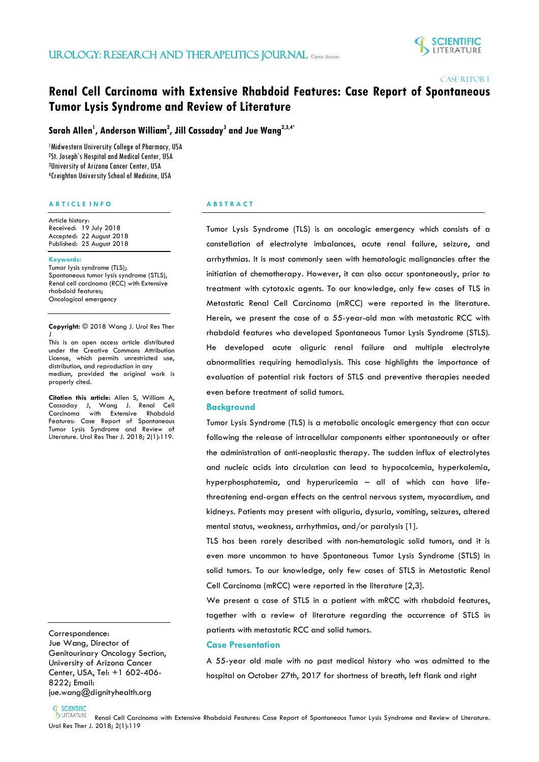# Renal Cell Carcinoma with Extensive Rhabdoid Features: Case Report of Spontaneous Tumor Lysis Syndrome and Review of Literature

CASE REPORT

**Sarah Allen[1], Anderson William[2], Jill Cassaday[3] and Jue Wang[2,3,4*]**

[1]Midwestern University College of Pharmacy, USA
[2]St. Joseph's Hospital and Medical Center, USA
[3]University of Arizona Cancer Center, USA
[4]Creighton University School of Medicine, USA

## ARTICLE INFO

Article history:
Received: 19 July 2018
Accepted: 22 August 2018
Published: 25 August 2018

**Keywords:**
Tumor lysis syndrome (TLS);
Spontaneous tumor lysis syndrome (STLS),
Renal cell carcinoma (RCC) with Extensive rhabdoid features;
Oncological emergency

**Copyright:** © 2018 Wang J. Urol Res Ther J
This is an open access article distributed under the Creative Commons Attribution License, which permits unrestricted use, distribution, and reproduction in any medium, provided the original work is properly cited.

**Citation this article:** Allen S, William A, Cassaday J, Wang J. Renal Cell Carcinoma with Extensive Rhabdoid Features: Case Report of Spontaneous Tumor Lysis Syndrome and Review of Literature. Urol Res Ther J. 2018; 2(1):119.

Correspondence:
Jue Wang, Director of Genitourinary Oncology Section, University of Arizona Cancer Center, Tel: +1 602-406-8222; Email: jue.wang@dignityhealth.org

## ABSTRACT

Tumor Lysis Syndrome (TLS) is an oncologic emergency which consists of a constellation of electrolyte imbalances, acute renal failure, seizure, and arrhythmias. It is most commonly seen with hematologic malignancies after the initiation of chemotherapy. However, it can also occur spontaneously, prior to treatment with cytotoxic agents. To our knowledge, only few cases of TLS in Metastatic Renal Cell Carcinoma (mRCC) were reported in the literature. Herein, we present the case of a 55-year-old man with metastatic RCC with rhabdoid features who developed Spontaneous Tumor Lysis Syndrome (STLS). He developed acute oliguric renal failure and multiple electrolyte abnormalities requiring hemodialysis. This case highlights the importance of evaluation of potential risk factors of STLS and preventive therapies needed even before treatment of solid tumors.

## Background

Tumor Lysis Syndrome (TLS) is a metabolic oncologic emergency that can occur following the release of intracellular components either spontaneously or after the administration of anti-neoplastic therapy. The sudden influx of electrolytes and nucleic acids into circulation can lead to hypocalcemia, hyperkalemia, hyperphosphatemia, and hyperuricemia – all of which can have life-threatening end-organ effects on the central nervous system, myocardium, and kidneys. Patients may present with oliguria, dysuria, vomiting, seizures, altered mental status, weakness, arrhythmias, and/or paralysis [1].

TLS has been rarely described with non-hematologic solid tumors, and it is even more uncommon to have Spontaneous Tumor Lysis Syndrome (STLS) in solid tumors. To our knowledge, only few cases of STLS in Metastatic Renal Cell Carcinoma (mRCC) were reported in the literature [2,3].

We present a case of STLS in a patient with mRCC with rhabdoid features, together with a review of literature regarding the occurrence of STLS in patients with metastatic RCC and solid tumors.

## Case Presentation

A 55-year old male with no past medical history who was admitted to the hospital on October 27th, 2017 for shortness of breath, left flank and right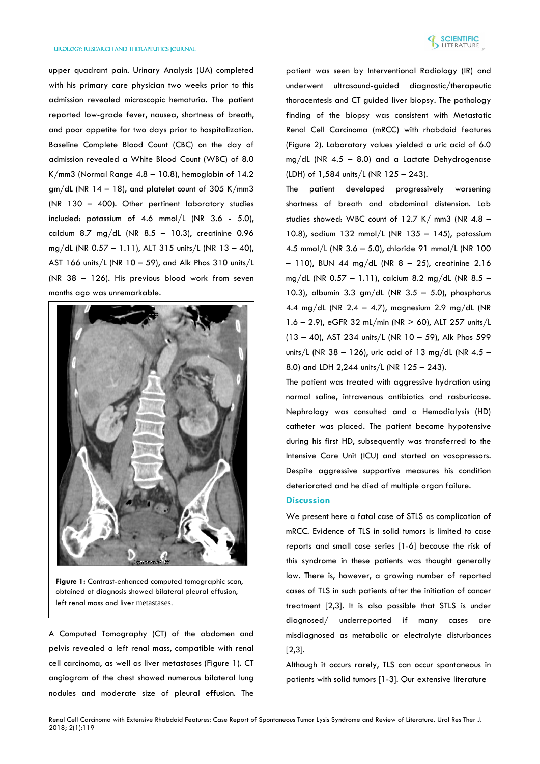upper quadrant pain. Urinary Analysis (UA) completed with his primary care physician two weeks prior to this admission revealed microscopic hematuria. The patient reported low-grade fever, nausea, shortness of breath, and poor appetite for two days prior to hospitalization. Baseline Complete Blood Count (CBC) on the day of admission revealed a White Blood Count (WBC) of 8.0 K/mm3 (Normal Range 4.8 – 10.8), hemoglobin of 14.2 gm/dL (NR 14 – 18), and platelet count of 305 K/mm3 (NR 130 – 400). Other pertinent laboratory studies included: potassium of 4.6 mmol/L (NR 3.6 - 5.0), calcium 8.7 mg/dL (NR 8.5 – 10.3), creatinine 0.96 mg/dL (NR 0.57 – 1.11), ALT 315 units/L (NR 13 – 40), AST 166 units/L (NR 10 – 59), and Alk Phos 310 units/L (NR 38 – 126). His previous blood work from seven months ago was unremarkable.

**Figure 1:** Contrast-enhanced computed tomographic scan, obtained at diagnosis showed bilateral pleural effusion, left renal mass and liver metastases.

A Computed Tomography (CT) of the abdomen and pelvis revealed a left renal mass, compatible with renal cell carcinoma, as well as liver metastases (Figure 1). CT angiogram of the chest showed numerous bilateral lung nodules and moderate size of pleural effusion. The patient was seen by Interventional Radiology (IR) and underwent ultrasound-guided diagnostic/therapeutic thoracentesis and CT guided liver biopsy. The pathology finding of the biopsy was consistent with Metastatic Renal Cell Carcinoma (mRCC) with rhabdoid features (Figure 2). Laboratory values yielded a uric acid of 6.0 mg/dL (NR 4.5 – 8.0) and a Lactate Dehydrogenase (LDH) of 1,584 units/L (NR 125 – 243).

The patient developed progressively worsening shortness of breath and abdominal distension. Lab studies showed: WBC count of 12.7 K/ mm3 (NR 4.8 – 10.8), sodium 132 mmol/L (NR 135 – 145), potassium 4.5 mmol/L (NR 3.6 – 5.0), chloride 91 mmol/L (NR 100 – 110), BUN 44 mg/dL (NR 8 – 25), creatinine 2.16 mg/dL (NR 0.57 – 1.11), calcium 8.2 mg/dL (NR 8.5 – 10.3), albumin 3.3 gm/dL (NR 3.5 – 5.0), phosphorus 4.4 mg/dL (NR 2.4 – 4.7), magnesium 2.9 mg/dL (NR 1.6 – 2.9), eGFR 32 mL/min (NR > 60), ALT 257 units/L (13 – 40), AST 234 units/L (NR 10 – 59), Alk Phos 599 units/L (NR 38 – 126), uric acid of 13 mg/dL (NR 4.5 – 8.0) and LDH 2,244 units/L (NR 125 – 243).

The patient was treated with aggressive hydration using normal saline, intravenous antibiotics and rasburicase. Nephrology was consulted and a Hemodialysis (HD) catheter was placed. The patient became hypotensive during his first HD, subsequently was transferred to the Intensive Care Unit (ICU) and started on vasopressors. Despite aggressive supportive measures his condition deteriorated and he died of multiple organ failure.

## Discussion

We present here a fatal case of STLS as complication of mRCC. Evidence of TLS in solid tumors is limited to case reports and small case series [1-6] because the risk of this syndrome in these patients was thought generally low. There is, however, a growing number of reported cases of TLS in such patients after the initiation of cancer treatment [2,3]. It is also possible that STLS is under diagnosed/ underreported if many cases are misdiagnosed as metabolic or electrolyte disturbances [2,3].

Although it occurs rarely, TLS can occur spontaneous in patients with solid tumors [1-3]. Our extensive literature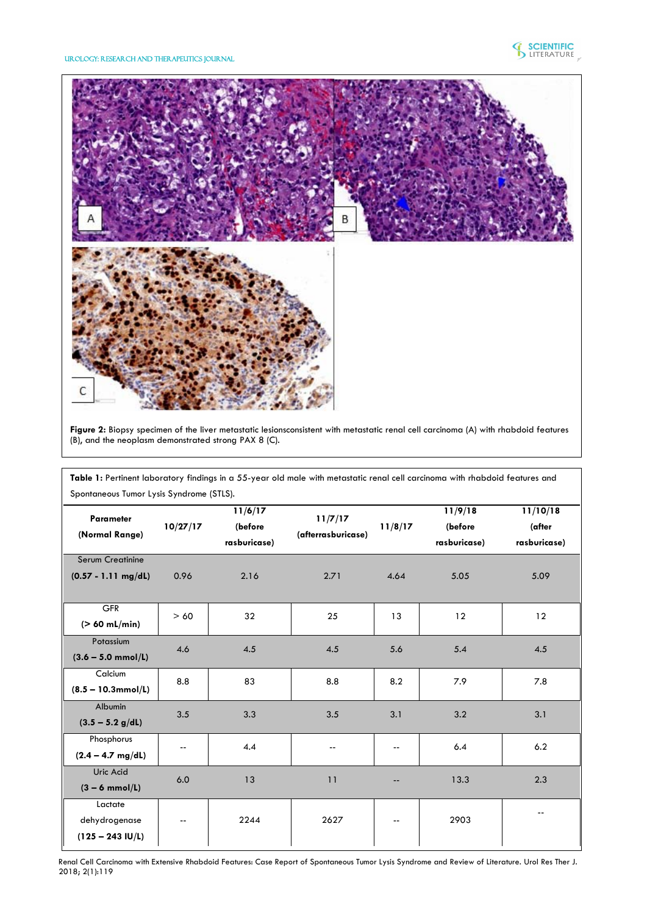**Figure 2:** Biopsy specimen of the liver metastatic lesionsconsistent with metastatic renal cell carcinoma (A) with rhabdoid features (B), and the neoplasm demonstrated strong PAX 8 (C).

**Table 1:** Pertinent laboratory findings in a 55-year old male with metastatic renal cell carcinoma with rhabdoid features and Spontaneous Tumor Lysis Syndrome (STLS).

| Parameter (Normal Range) | 10/27/17 | 11/6/17 (before rasburicase) | 11/7/17 (afterrasburicase) | 11/8/17 | 11/9/18 (before rasburicase) | 11/10/18 (after rasburicase) |
|---|---|---|---|---|---|---|
| Serum Creatinine (0.57 - 1.11 mg/dL) | 0.96 | 2.16 | 2.71 | 4.64 | 5.05 | 5.09 |
| GFR (> 60 mL/min) | > 60 | 32 | 25 | 13 | 12 | 12 |
| Potassium (3.6 – 5.0 mmol/L) | 4.6 | 4.5 | 4.5 | 5.6 | 5.4 | 4.5 |
| Calcium (8.5 – 10.3mmol/L) | 8.8 | 83 | 8.8 | 8.2 | 7.9 | 7.8 |
| Albumin (3.5 – 5.2 g/dL) | 3.5 | 3.3 | 3.5 | 3.1 | 3.2 | 3.1 |
| Phosphorus (2.4 – 4.7 mg/dL) | -- | 4.4 | -- | -- | 6.4 | 6.2 |
| Uric Acid (3 – 6 mmol/L) | 6.0 | 13 | 11 | -- | 13.3 | 2.3 |
| Lactate dehydrogenase (125 – 243 IU/L) | -- | 2244 | 2627 | -- | 2903 | -- |

Renal Cell Carcinoma with Extensive Rhabdoid Features: Case Report of Spontaneous Tumor Lysis Syndrome and Review of Literature. Urol Res Ther J. 2018; 2(1):119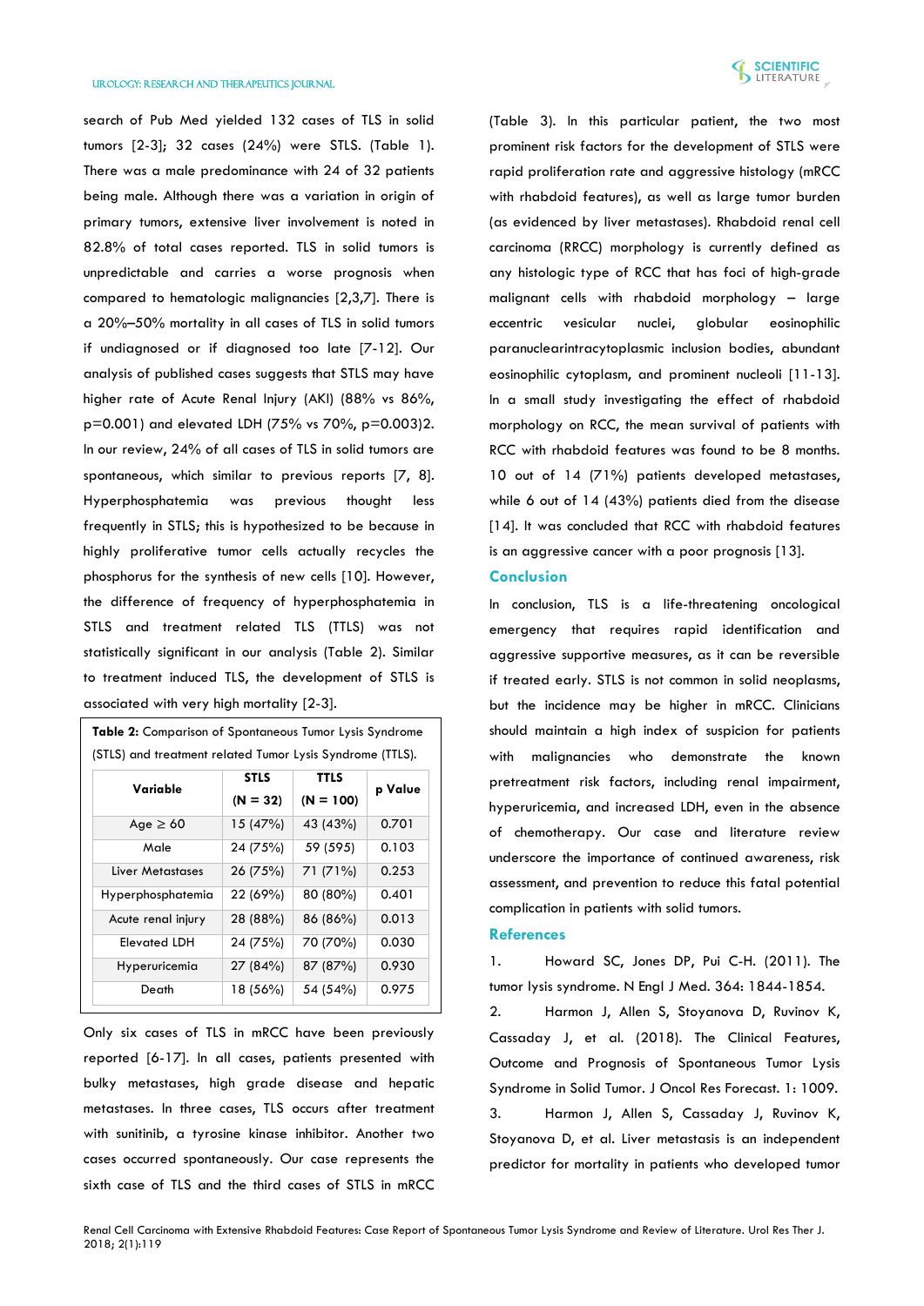search of Pub Med yielded 132 cases of TLS in solid tumors [2-3]; 32 cases (24%) were STLS. (Table 1). There was a male predominance with 24 of 32 patients being male. Although there was a variation in origin of primary tumors, extensive liver involvement is noted in 82.8% of total cases reported. TLS in solid tumors is unpredictable and carries a worse prognosis when compared to hematologic malignancies [2,3,7]. There is a 20%–50% mortality in all cases of TLS in solid tumors if undiagnosed or if diagnosed too late [7-12]. Our analysis of published cases suggests that STLS may have higher rate of Acute Renal Injury (AKI) (88% vs 86%, p=0.001) and elevated LDH (75% vs 70%, p=0.003)2. In our review, 24% of all cases of TLS in solid tumors are spontaneous, which similar to previous reports [7, 8]. Hyperphosphatemia was previous thought less frequently in STLS; this is hypothesized to be because in highly proliferative tumor cells actually recycles the phosphorus for the synthesis of new cells [10]. However, the difference of frequency of hyperphosphatemia in STLS and treatment related TLS (TTLS) was not statistically significant in our analysis (Table 2). Similar to treatment induced TLS, the development of STLS is associated with very high mortality [2-3].

**Table 2:** Comparison of Spontaneous Tumor Lysis Syndrome (STLS) and treatment related Tumor Lysis Syndrome (TTLS).

| Variable | STLS (N = 32) | TTLS (N = 100) | p Value |
|---|---|---|---|
| Age ≥ 60 | 15 (47%) | 43 (43%) | 0.701 |
| Male | 24 (75%) | 59 (595) | 0.103 |
| Liver Metastases | 26 (75%) | 71 (71%) | 0.253 |
| Hyperphosphatemia | 22 (69%) | 80 (80%) | 0.401 |
| Acute renal injury | 28 (88%) | 86 (86%) | 0.013 |
| Elevated LDH | 24 (75%) | 70 (70%) | 0.030 |
| Hyperuricemia | 27 (84%) | 87 (87%) | 0.930 |
| Death | 18 (56%) | 54 (54%) | 0.975 |

Only six cases of TLS in mRCC have been previously reported [6-17]. In all cases, patients presented with bulky metastases, high grade disease and hepatic metastases. In three cases, TLS occurs after treatment with sunitinib, a tyrosine kinase inhibitor. Another two cases occurred spontaneously. Our case represents the sixth case of TLS and the third cases of STLS in mRCC (Table 3). In this particular patient, the two most prominent risk factors for the development of STLS were rapid proliferation rate and aggressive histology (mRCC with rhabdoid features), as well as large tumor burden (as evidenced by liver metastases). Rhabdoid renal cell carcinoma (RRCC) morphology is currently defined as any histologic type of RCC that has foci of high-grade malignant cells with rhabdoid morphology – large eccentric vesicular nuclei, globular eosinophilic paranuclearintracytoplasmic inclusion bodies, abundant eosinophilic cytoplasm, and prominent nucleoli [11-13]. In a small study investigating the effect of rhabdoid morphology on RCC, the mean survival of patients with RCC with rhabdoid features was found to be 8 months. 10 out of 14 (71%) patients developed metastases, while 6 out of 14 (43%) patients died from the disease [14]. It was concluded that RCC with rhabdoid features is an aggressive cancer with a poor prognosis [13].

## Conclusion

In conclusion, TLS is a life-threatening oncological emergency that requires rapid identification and aggressive supportive measures, as it can be reversible if treated early. STLS is not common in solid neoplasms, but the incidence may be higher in mRCC. Clinicians should maintain a high index of suspicion for patients with malignancies who demonstrate the known pretreatment risk factors, including renal impairment, hyperuricemia, and increased LDH, even in the absence of chemotherapy. Our case and literature review underscore the importance of continued awareness, risk assessment, and prevention to reduce this fatal potential complication in patients with solid tumors.

## References

1. Howard SC, Jones DP, Pui C-H. (2011). The tumor lysis syndrome. N Engl J Med. 364: 1844-1854.
2. Harmon J, Allen S, Stoyanova D, Ruvinov K, Cassaday J, et al. (2018). The Clinical Features, Outcome and Prognosis of Spontaneous Tumor Lysis Syndrome in Solid Tumor. J Oncol Res Forecast. 1: 1009.
3. Harmon J, Allen S, Cassaday J, Ruvinov K, Stoyanova D, et al. Liver metastasis is an independent predictor for mortality in patients who developed tumor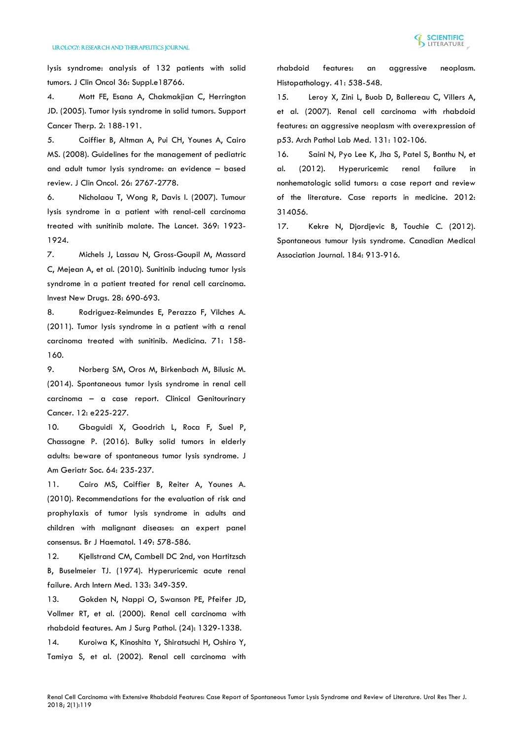lysis syndrome: analysis of 132 patients with solid tumors. J Clin Oncol 36: Suppl.e18766.

4. Mott FE, Esana A, Chakmakjian C, Herrington JD. (2005). Tumor lysis syndrome in solid tumors. Support Cancer Therp. 2: 188-191.

5. Coiffier B, Altman A, Pui CH, Younes A, Cairo MS. (2008). Guidelines for the management of pediatric and adult tumor lysis syndrome: an evidence – based review. J Clin Oncol. 26: 2767-2778.

6. Nicholaou T, Wong R, Davis I. (2007). Tumour lysis syndrome in a patient with renal-cell carcinoma treated with sunitinib malate. The Lancet. 369: 1923-1924.

7. Michels J, Lassau N, Gross-Goupil M, Massard C, Mejean A, et al. (2010). Sunitinib inducing tumor lysis syndrome in a patient treated for renal cell carcinoma. Invest New Drugs. 28: 690-693.

8. Rodriguez-Reimundes E, Perazzo F, Vilches A. (2011). Tumor lysis syndrome in a patient with a renal carcinoma treated with sunitinib. Medicina. 71: 158-160.

9. Norberg SM, Oros M, Birkenbach M, Bilusic M. (2014). Spontaneous tumor lysis syndrome in renal cell carcinoma – a case report. Clinical Genitourinary Cancer. 12: e225-227.

10. Gbaguidi X, Goodrich L, Roca F, Suel P, Chassagne P. (2016). Bulky solid tumors in elderly adults: beware of spontaneous tumor lysis syndrome. J Am Geriatr Soc. 64: 235-237.

11. Cairo MS, Coiffier B, Reiter A, Younes A. (2010). Recommendations for the evaluation of risk and prophylaxis of tumor lysis syndrome in adults and children with malignant diseases: an expert panel consensus. Br J Haematol. 149: 578-586.

12. Kjellstrand CM, Cambell DC 2nd, von Hartitzsch B, Buselmeier TJ. (1974). Hyperuricemic acute renal failure. Arch Intern Med. 133: 349-359.

13. Gokden N, Nappi O, Swanson PE, Pfeifer JD, Vollmer RT, et al. (2000). Renal cell carcinoma with rhabdoid features. Am J Surg Pathol. (24): 1329-1338.

14. Kuroiwa K, Kinoshita Y, Shiratsuchi H, Oshiro Y, Tamiya S, et al. (2002). Renal cell carcinoma with rhabdoid features: an aggressive neoplasm. Histopathology. 41: 538-548.

15. Leroy X, Zini L, Buob D, Ballereau C, Villers A, et al. (2007). Renal cell carcinoma with rhabdoid features: an aggressive neoplasm with overexpression of p53. Arch Pathol Lab Med. 131: 102-106.

16. Saini N, Pyo Lee K, Jha S, Patel S, Bonthu N, et al. (2012). Hyperuricemic renal failure in nonhematologic solid tumors: a case report and review of the literature. Case reports in medicine. 2012: 314056.

17. Kekre N, Djordjevic B, Touchie C. (2012). Spontaneous tumour lysis syndrome. Canadian Medical Association Journal. 184: 913-916.